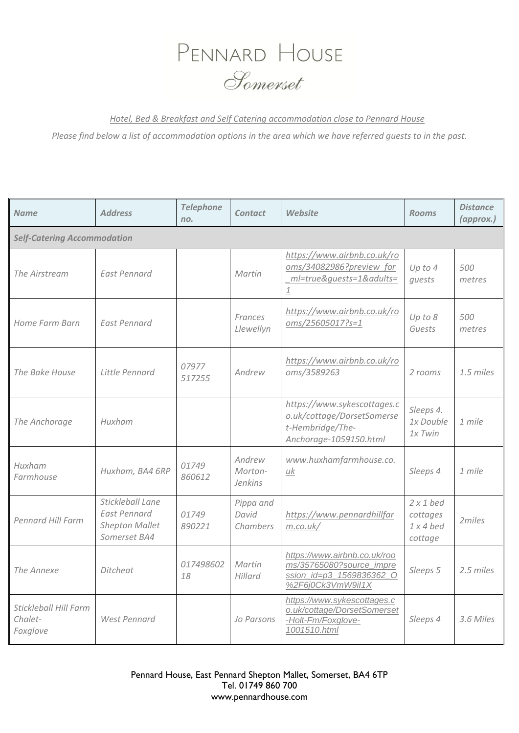# Pennard House

## *Somerset*

*Hotel, Bed & Breakfast and Self Catering accommodation close to Pennard House*

*Please find below a list of accommodation options in the area which we have referred guests to in the past.*

| *Name* | *Address* | *Telephone no.* | *Contact* | *Website* | *Rooms* | *Distance (approx.)* |
|---|---|---|---|---|---|---|
| ***Self-Catering Accommodation*** | | | | | | |
| *The Airstream* | *East Pennard* | | *Martin* | *https://www.airbnb.co.uk/rooms/34082986?preview_for_ml=true&guests=1&adults=1* | *Up to 4 guests* | *500 metres* |
| *Home Farm Barn* | *East Pennard* | | *Frances Llewellyn* | *https://www.airbnb.co.uk/rooms/25605017?s=1* | *Up to 8 Guests* | *500 metres* |
| *The Bake House* | *Little Pennard* | *07977 517255* | *Andrew* | *https://www.airbnb.co.uk/rooms/3589263* | *2 rooms* | *1.5 miles* |
| *The Anchorage* | *Huxham* | | | *https://www.sykescottages.co.uk/cottage/DorsetSomerset-Hembridge/The-Anchorage-1059150.html* | *Sleeps 4. 1x Double 1x Twin* | *1 mile* |
| *Huxham Farmhouse* | *Huxham, BA4 6RP* | *01749 860612* | *Andrew Morton-Jenkins* | *www.huxhamfarmhouse.co.uk* | *Sleeps 4* | *1 mile* |
| *Pennard Hill Farm* | *Stickleball Lane East Pennard Shepton Mallet Somerset BA4* | *01749 890221* | *Pippa and David Chambers* | *https://www.pennardhillfarm.co.uk/* | *2 x 1 bed cottages 1 x 4 bed cottage* | *2miles* |
| *The Annexe* | *Ditcheat* | *01749860218* | *Martin Hillard* | *https://www.airbnb.co.uk/rooms/35765080?source_impression_id=p3_1569836362_O%2F6j0Ck3VmW9il1X* | *Sleeps 5* | *2.5 miles* |
| *Stickleball Hill Farm Chalet- Foxglove* | *West Pennard* | | *Jo Parsons* | *https://www.sykescottages.co.uk/cottage/DorsetSomerset-Holt-Fm/Foxglove-1001510.html* | *Sleeps 4* | *3.6 Miles* |

Pennard House, East Pennard Shepton Mallet, Somerset, BA4 6TP
Tel. 01749 860 700
www.pennardhouse.com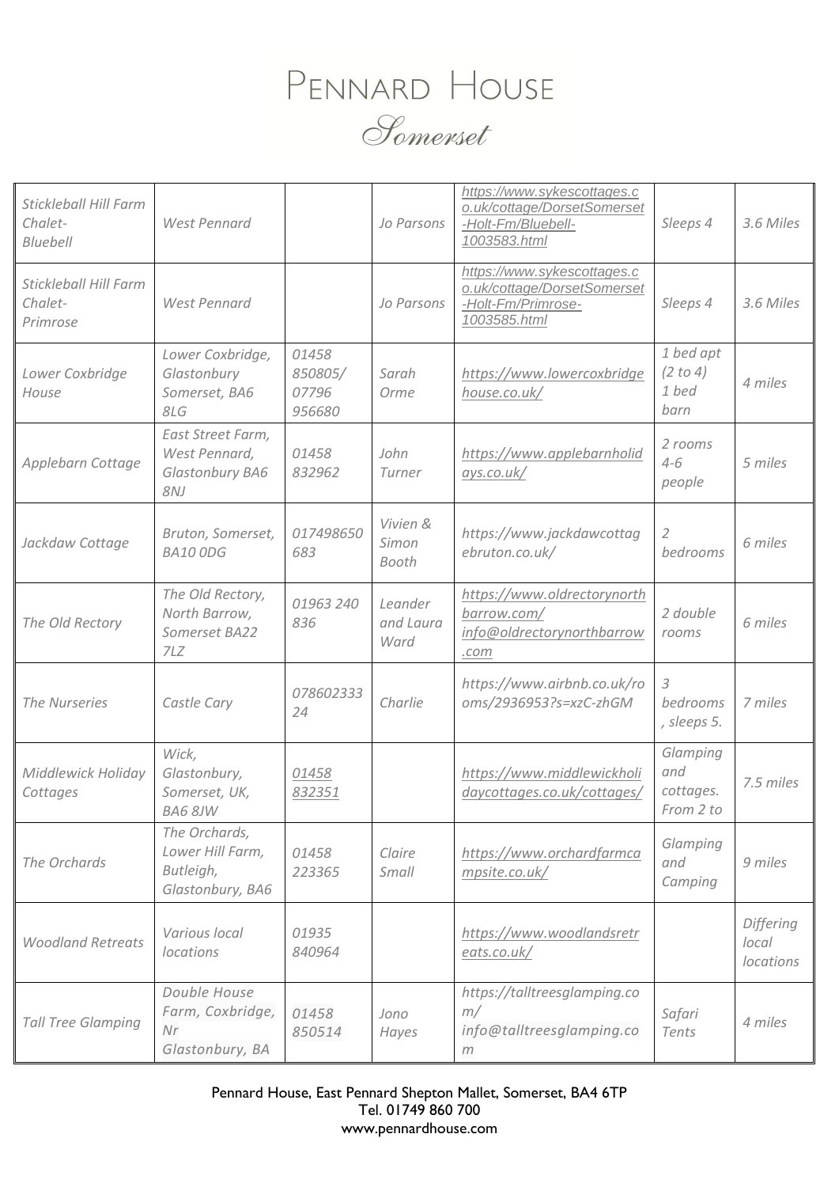# Pennard House

## Somerset

| | | | | | | |
|---|---|---|---|---|---|---|
| *Stickleball Hill Farm Chalet- Bluebell* | *West Pennard* | | *Jo Parsons* | *https://www.sykescottages.co.uk/cottage/DorsetSomerset-Holt-Fm/Bluebell-1003583.html* | *Sleeps 4* | *3.6 Miles* |
| *Stickleball Hill Farm Chalet- Primrose* | *West Pennard* | | *Jo Parsons* | *https://www.sykescottages.co.uk/cottage/DorsetSomerset-Holt-Fm/Primrose-1003585.html* | *Sleeps 4* | *3.6 Miles* |
| *Lower Coxbridge House* | *Lower Coxbridge, Glastonbury Somerset, BA6 8LG* | *01458 850805/ 07796 956680* | *Sarah Orme* | *https://www.lowercoxbridgehouse.co.uk/* | *1 bed apt (2 to 4) 1 bed barn* | *4 miles* |
| *Applebarn Cottage* | *East Street Farm, West Pennard, Glastonbury BA6 8NJ* | *01458 832962* | *John Turner* | *https://www.applebarnholidays.co.uk/* | *2 rooms 4-6 people* | *5 miles* |
| *Jackdaw Cottage* | *Bruton, Somerset, BA10 0DG* | *017498650683* | *Vivien & Simon Booth* | *https://www.jackdawcottagebruton.co.uk/* | *2 bedrooms* | *6 miles* |
| *The Old Rectory* | *The Old Rectory, North Barrow, Somerset BA22 7LZ* | *01963 240 836* | *Leander and Laura Ward* | *https://www.oldrectorynorthbarrow.com/ info@oldrectorynorthbarrow.com* | *2 double rooms* | *6 miles* |
| *The Nurseries* | *Castle Cary* | *07860233324* | *Charlie* | *https://www.airbnb.co.uk/rooms/2936953?s=xzC-zhGM* | *3 bedrooms , sleeps 5.* | *7 miles* |
| *Middlewick Holiday Cottages* | *Wick, Glastonbury, Somerset, UK, BA6 8JW* | *01458 832351* | | *https://www.middlewickholidaycottages.co.uk/cottages/* | *Glamping and cottages. From 2 to* | *7.5 miles* |
| *The Orchards* | *The Orchards, Lower Hill Farm, Butleigh, Glastonbury, BA6* | *01458 223365* | *Claire Small* | *https://www.orchardfarmcampsite.co.uk/* | *Glamping and Camping* | *9 miles* |
| *Woodland Retreats* | *Various local locations* | *01935 840964* | | *https://www.woodlandsretreats.co.uk/* | | *Differing local locations* |
| *Tall Tree Glamping* | *Double House Farm, Coxbridge, Nr Glastonbury, BA* | *01458 850514* | *Jono Hayes* | *https://talltreesglamping.com/ info@talltreesglamping.com* | *Safari Tents* | *4 miles* |

Pennard House, East Pennard Shepton Mallet, Somerset, BA4 6TP
Tel. 01749 860 700
www.pennardhouse.com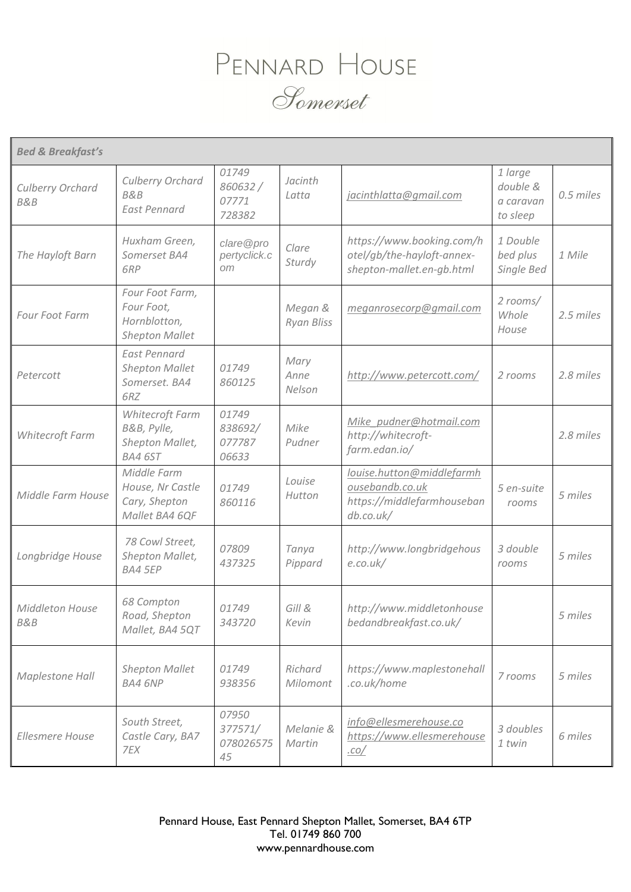# PENNARD HOUSE

*Somerset*

| *Bed & Breakfast's* | | | | | | |
|---|---|---|---|---|---|---|
| *Culberry Orchard B&B* | *Culberry Orchard B&B East Pennard* | *01749 860632 / 07771 728382* | *Jacinth Latta* | *jacinthlatta@gmail.com* | *1 large double & a caravan to sleep* | *0.5 miles* |
| *The Hayloft Barn* | *Huxham Green, Somerset BA4 6RP* | *clare@propertyclick.com* | *Clare Sturdy* | *https://www.booking.com/hotel/gb/the-hayloft-annex-shepton-mallet.en-gb.html* | *1 Double bed plus Single Bed* | *1 Mile* |
| *Four Foot Farm* | *Four Foot Farm, Four Foot, Hornblotton, Shepton Mallet* | | *Megan & Ryan Bliss* | *meganrosecorp@gmail.com* | *2 rooms/ Whole House* | *2.5 miles* |
| *Petercott* | *East Pennard Shepton Mallet Somerset. BA4 6RZ* | *01749 860125* | *Mary Anne Nelson* | *http://www.petercott.com/* | *2 rooms* | *2.8 miles* |
| *Whitecroft Farm* | *Whitecroft Farm B&B, Pylle, Shepton Mallet, BA4 6ST* | *01749 838692/ 077787 06633* | *Mike Pudner* | *Mike_pudner@hotmail.com http://whitecroft-farm.edan.io/* | | *2.8 miles* |
| *Middle Farm House* | *Middle Farm House, Nr Castle Cary, Shepton Mallet BA4 6QF* | *01749 860116* | *Louise Hutton* | *louise.hutton@middlefarmhousebandb.co.uk https://middlefarmhousebandb.co.uk/* | *5 en-suite rooms* | *5 miles* |
| *Longbridge House* | *78 Cowl Street, Shepton Mallet, BA4 5EP* | *07809 437325* | *Tanya Pippard* | *http://www.longbridgehouse.co.uk/* | *3 double rooms* | *5 miles* |
| *Middleton House B&B* | *68 Compton Road, Shepton Mallet, BA4 5QT* | *01749 343720* | *Gill & Kevin* | *http://www.middletonhousebedandbreakfast.co.uk/* | | *5 miles* |
| *Maplestone Hall* | *Shepton Mallet BA4 6NP* | *01749 938356* | *Richard Milomont* | *https://www.maplestonehall.co.uk/home* | *7 rooms* | *5 miles* |
| *Ellesmere House* | *South Street, Castle Cary, BA7 7EX* | *07950 377571/ 07802657545* | *Melanie & Martin* | *info@ellesmerehouse.co https://www.ellesmerehouse.co/* | *3 doubles 1 twin* | *6 miles* |

Pennard House, East Pennard Shepton Mallet, Somerset, BA4 6TP
Tel. 01749 860 700
www.pennardhouse.com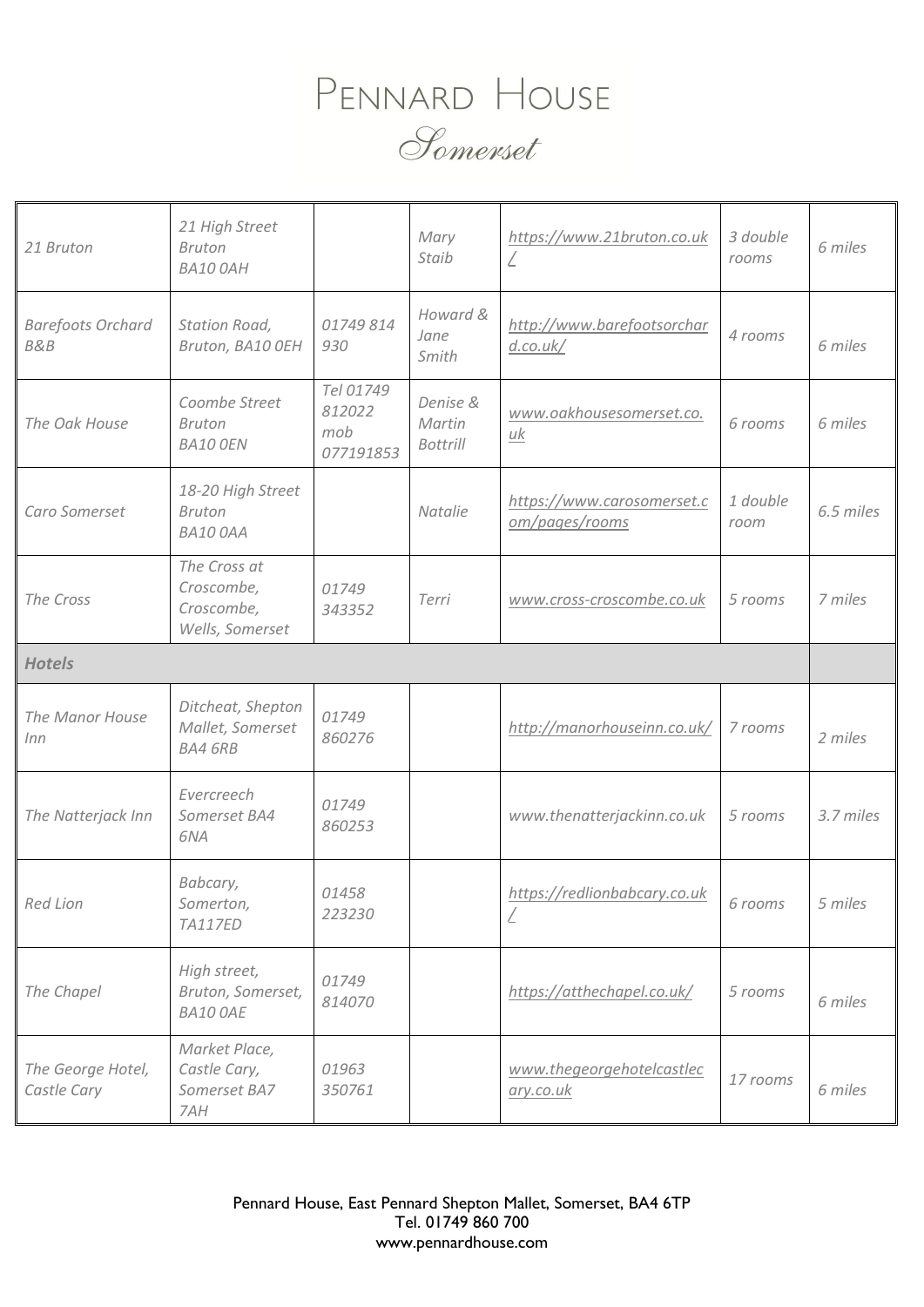# PENNARD HOUSE

*Somerset*

| | | | | | | |
|---|---|---|---|---|---|---|
| *21 Bruton* | *21 High Street Bruton BA10 0AH* | | *Mary Staib* | *https://www.21bruton.co.uk/* | *3 double rooms* | *6 miles* |
| *Barefoots Orchard B&B* | *Station Road, Bruton, BA10 0EH* | *01749 814 930* | *Howard & Jane Smith* | *http://www.barefootsorchard.co.uk/* | *4 rooms* | *6 miles* |
| *The Oak House* | *Coombe Street Bruton BA10 0EN* | *Tel 01749 812022 mob 077191853* | *Denise & Martin Bottrill* | *www.oakhousesomerset.co.uk* | *6 rooms* | *6 miles* |
| *Caro Somerset* | *18-20 High Street Bruton BA10 0AA* | | *Natalie* | *https://www.carosomerset.com/pages/rooms* | *1 double room* | *6.5 miles* |
| *The Cross* | *The Cross at Croscombe, Croscombe, Wells, Somerset* | *01749 343352* | *Terri* | *www.cross-croscombe.co.uk* | *5 rooms* | *7 miles* |
| ***Hotels*** | | | | | | |
| *The Manor House Inn* | *Ditcheat, Shepton Mallet, Somerset BA4 6RB* | *01749 860276* | | *http://manorhouseinn.co.uk/* | *7 rooms* | *2 miles* |
| *The Natterjack Inn* | *Evercreech Somerset BA4 6NA* | *01749 860253* | | *www.thenatterjackinn.co.uk* | *5 rooms* | *3.7 miles* |
| *Red Lion* | *Babcary, Somerton, TA117ED* | *01458 223230* | | *https://redlionbabcary.co.uk/* | *6 rooms* | *5 miles* |
| *The Chapel* | *High street, Bruton, Somerset, BA10 0AE* | *01749 814070* | | *https://atthechapel.co.uk/* | *5 rooms* | *6 miles* |
| *The George Hotel, Castle Cary* | *Market Place, Castle Cary, Somerset BA7 7AH* | *01963 350761* | | *www.thegeorgehotelcastlecary.co.uk* | *17 rooms* | *6 miles* |

Pennard House, East Pennard Shepton Mallet, Somerset, BA4 6TP
Tel. 01749 860 700
www.pennardhouse.com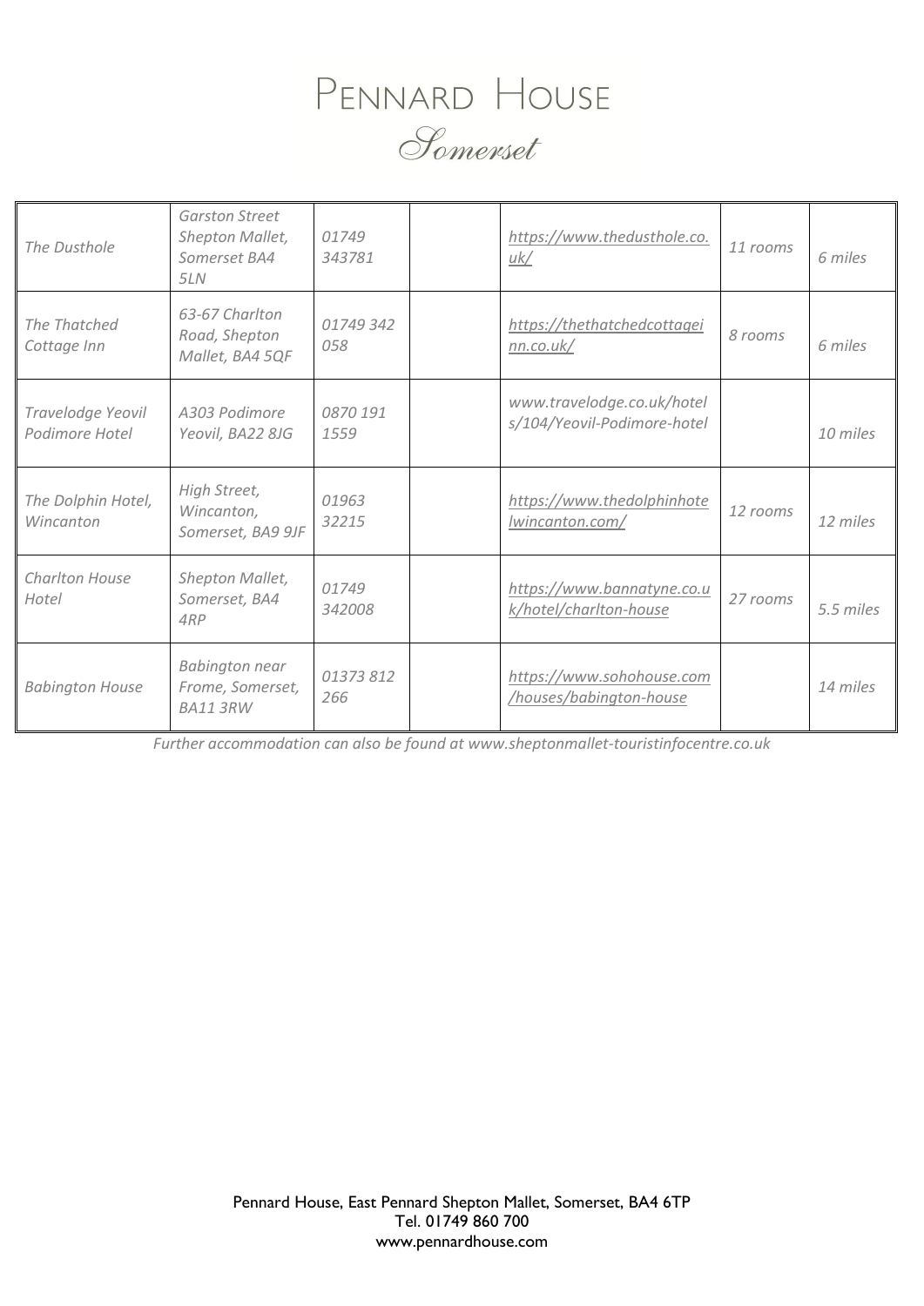# PENNARD HOUSE

*Somerset*

| | | | | | | |
|---|---|---|---|---|---|---|
| *The Dusthole* | *Garston Street Shepton Mallet, Somerset BA4 5LN* | *01749 343781* | | *https://www.thedusthole.co.uk/* | *11 rooms* | *6 miles* |
| *The Thatched Cottage Inn* | *63-67 Charlton Road, Shepton Mallet, BA4 5QF* | *01749 342 058* | | *https://thethatchedcottageinn.co.uk/* | *8 rooms* | *6 miles* |
| *Travelodge Yeovil Podimore Hotel* | *A303 Podimore Yeovil, BA22 8JG* | *0870 191 1559* | | *www.travelodge.co.uk/hotels/104/Yeovil-Podimore-hotel* | | *10 miles* |
| *The Dolphin Hotel, Wincanton* | *High Street, Wincanton, Somerset, BA9 9JF* | *01963 32215* | | *https://www.thedolphinhotelwincanton.com/* | *12 rooms* | *12 miles* |
| *Charlton House Hotel* | *Shepton Mallet, Somerset, BA4 4RP* | *01749 342008* | | *https://www.bannatyne.co.uk/hotel/charlton-house* | *27 rooms* | *5.5 miles* |
| *Babington House* | *Babington near Frome, Somerset, BA11 3RW* | *01373 812 266* | | *https://www.sohohouse.com/houses/babington-house* | | *14 miles* |

*Further accommodation can also be found at www.sheptonmallet-touristinfocentre.co.uk*

Pennard House, East Pennard Shepton Mallet, Somerset, BA4 6TP
Tel. 01749 860 700
www.pennardhouse.com